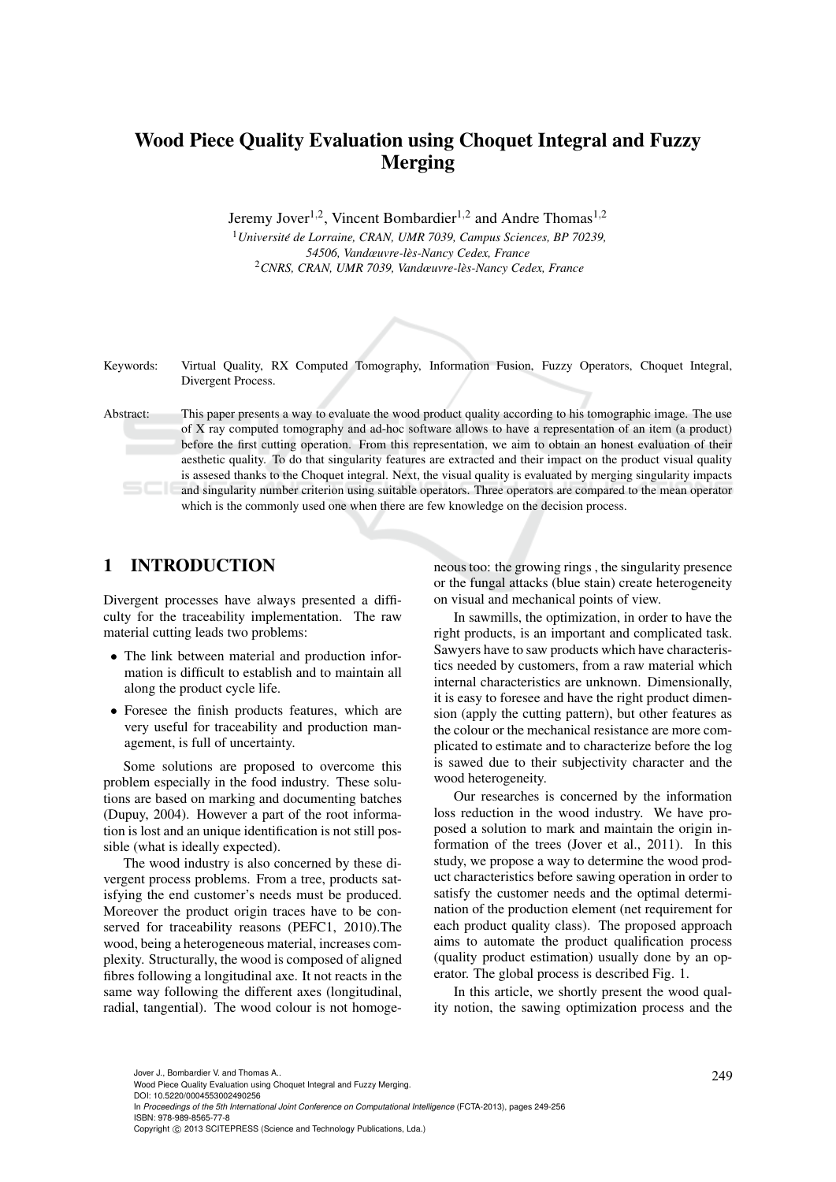# Wood Piece Quality Evaluation using Choquet Integral and Fuzzy Merging

Jeremy Jover[1,2], Vincent Bombardier[1,2] and Andre Thomas[1,2]

[1]*Université de Lorraine, CRAN, UMR 7039, Campus Sciences, BP 70239, 54506, Vandœuvre-lès-Nancy Cedex, France*

[2]*CNRS, CRAN, UMR 7039, Vandœuvre-lès-Nancy Cedex, France*

Keywords: Virtual Quality, RX Computed Tomography, Information Fusion, Fuzzy Operators, Choquet Integral, Divergent Process.

Abstract: This paper presents a way to evaluate the wood product quality according to his tomographic image. The use of X ray computed tomography and ad-hoc software allows to have a representation of an item (a product) before the first cutting operation. From this representation, we aim to obtain an honest evaluation of their aesthetic quality. To do that singularity features are extracted and their impact on the product visual quality is assesed thanks to the Choquet integral. Next, the visual quality is evaluated by merging singularity impacts and singularity number criterion using suitable operators. Three operators are compared to the mean operator which is the commonly used one when there are few knowledge on the decision process.

## 1 INTRODUCTION

Divergent processes have always presented a difficulty for the traceability implementation. The raw material cutting leads two problems:

- The link between material and production information is difficult to establish and to maintain all along the product cycle life.
- Foresee the finish products features, which are very useful for traceability and production management, is full of uncertainty.

Some solutions are proposed to overcome this problem especially in the food industry. These solutions are based on marking and documenting batches (Dupuy, 2004). However a part of the root information is lost and an unique identification is not still possible (what is ideally expected).

The wood industry is also concerned by these divergent process problems. From a tree, products satisfying the end customer's needs must be produced. Moreover the product origin traces have to be conserved for traceability reasons (PEFC1, 2010).The wood, being a heterogeneous material, increases complexity. Structurally, the wood is composed of aligned fibres following a longitudinal axe. It not reacts in the same way following the different axes (longitudinal, radial, tangential). The wood colour is not homogeneous too: the growing rings , the singularity presence or the fungal attacks (blue stain) create heterogeneity on visual and mechanical points of view.

In sawmills, the optimization, in order to have the right products, is an important and complicated task. Sawyers have to saw products which have characteristics needed by customers, from a raw material which internal characteristics are unknown. Dimensionally, it is easy to foresee and have the right product dimension (apply the cutting pattern), but other features as the colour or the mechanical resistance are more complicated to estimate and to characterize before the log is sawed due to their subjectivity character and the wood heterogeneity.

Our researches is concerned by the information loss reduction in the wood industry. We have proposed a solution to mark and maintain the origin information of the trees (Jover et al., 2011). In this study, we propose a way to determine the wood product characteristics before sawing operation in order to satisfy the customer needs and the optimal determination of the production element (net requirement for each product quality class). The proposed approach aims to automate the product qualification process (quality product estimation) usually done by an operator. The global process is described Fig. 1.

In this article, we shortly present the wood quality notion, the sawing optimization process and the

Jover J., Bombardier V. and Thomas A..
Wood Piece Quality Evaluation using Choquet Integral and Fuzzy Merging.
DOI: 10.5220/0004553002490256
In *Proceedings of the 5th International Joint Conference on Computational Intelligence* (FCTA-2013), pages 249-256
ISBN: 978-989-8565-77-8
Copyright © 2013 SCITEPRESS (Science and Technology Publications, Lda.)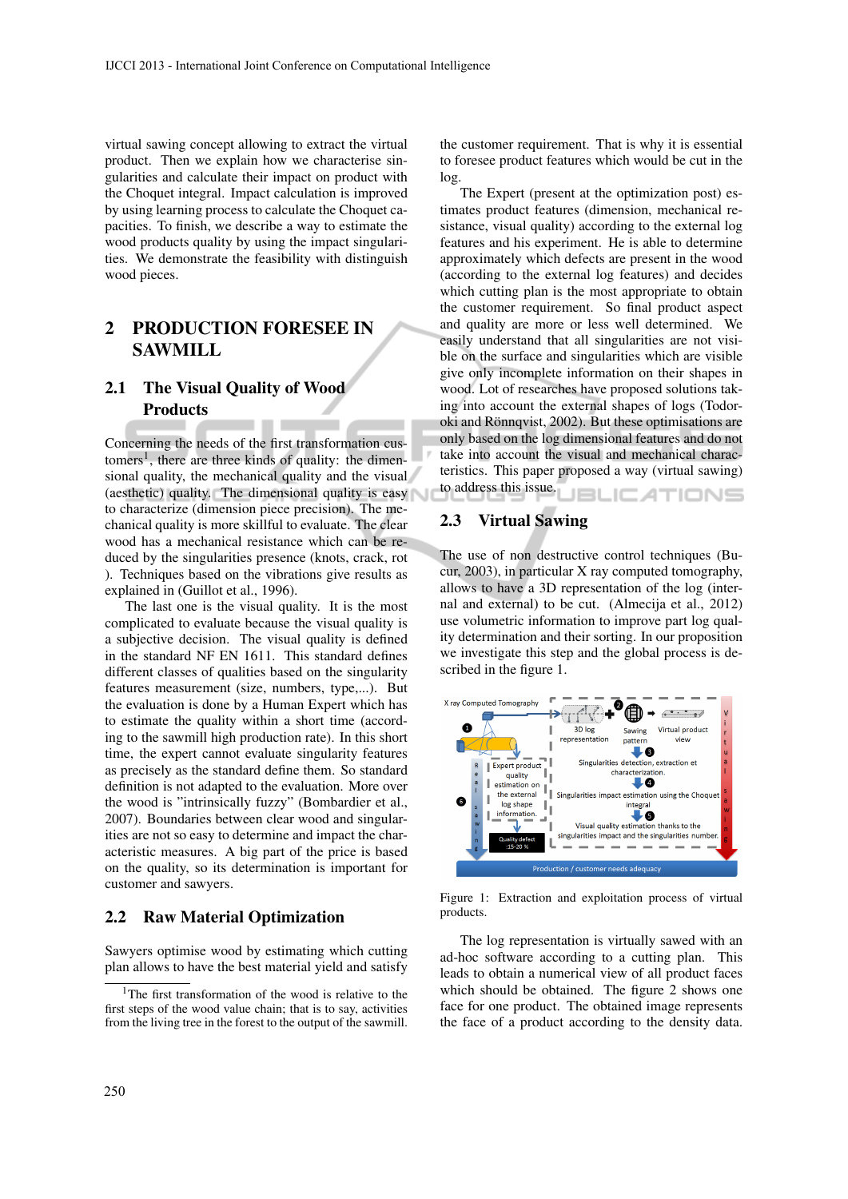virtual sawing concept allowing to extract the virtual product. Then we explain how we characterise singularities and calculate their impact on product with the Choquet integral. Impact calculation is improved by using learning process to calculate the Choquet capacities. To finish, we describe a way to estimate the wood products quality by using the impact singularities. We demonstrate the feasibility with distinguish wood pieces.

## 2 PRODUCTION FORESEE IN SAWMILL

### 2.1 The Visual Quality of Wood Products

Concerning the needs of the first transformation customers[1], there are three kinds of quality: the dimensional quality, the mechanical quality and the visual (aesthetic) quality. The dimensional quality is easy to characterize (dimension piece precision). The mechanical quality is more skillful to evaluate. The clear wood has a mechanical resistance which can be reduced by the singularities presence (knots, crack, rot ). Techniques based on the vibrations give results as explained in (Guillot et al., 1996).

The last one is the visual quality. It is the most complicated to evaluate because the visual quality is a subjective decision. The visual quality is defined in the standard NF EN 1611. This standard defines different classes of qualities based on the singularity features measurement (size, numbers, type,...). But the evaluation is done by a Human Expert which has to estimate the quality within a short time (according to the sawmill high production rate). In this short time, the expert cannot evaluate singularity features as precisely as the standard define them. So standard definition is not adapted to the evaluation. More over the wood is "intrinsically fuzzy" (Bombardier et al., 2007). Boundaries between clear wood and singularities are not so easy to determine and impact the characteristic measures. A big part of the price is based on the quality, so its determination is important for customer and sawyers.

### 2.2 Raw Material Optimization

Sawyers optimise wood by estimating which cutting plan allows to have the best material yield and satisfy the customer requirement. That is why it is essential to foresee product features which would be cut in the log.

The Expert (present at the optimization post) estimates product features (dimension, mechanical resistance, visual quality) according to the external log features and his experiment. He is able to determine approximately which defects are present in the wood (according to the external log features) and decides which cutting plan is the most appropriate to obtain the customer requirement. So final product aspect and quality are more or less well determined. We easily understand that all singularities are not visible on the surface and singularities which are visible give only incomplete information on their shapes in wood. Lot of researches have proposed solutions taking into account the external shapes of logs (Todoroki and Rönnqvist, 2002). But these optimisations are only based on the log dimensional features and do not take into account the visual and mechanical characteristics. This paper proposed a way (virtual sawing) to address this issue.

### 2.3 Virtual Sawing

The use of non destructive control techniques (Bucur, 2003), in particular X ray computed tomography, allows to have a 3D representation of the log (internal and external) to be cut. (Almecija et al., 2012) use volumetric information to improve part log quality determination and their sorting. In our proposition we investigate this step and the global process is described in the figure 1.

Figure 1: Extraction and exploitation process of virtual products.

The log representation is virtually sawed with an ad-hoc software according to a cutting plan. This leads to obtain a numerical view of all product faces which should be obtained. The figure 2 shows one face for one product. The obtained image represents the face of a product according to the density data.

[1] The first transformation of the wood is relative to the first steps of the wood value chain; that is to say, activities from the living tree in the forest to the output of the sawmill.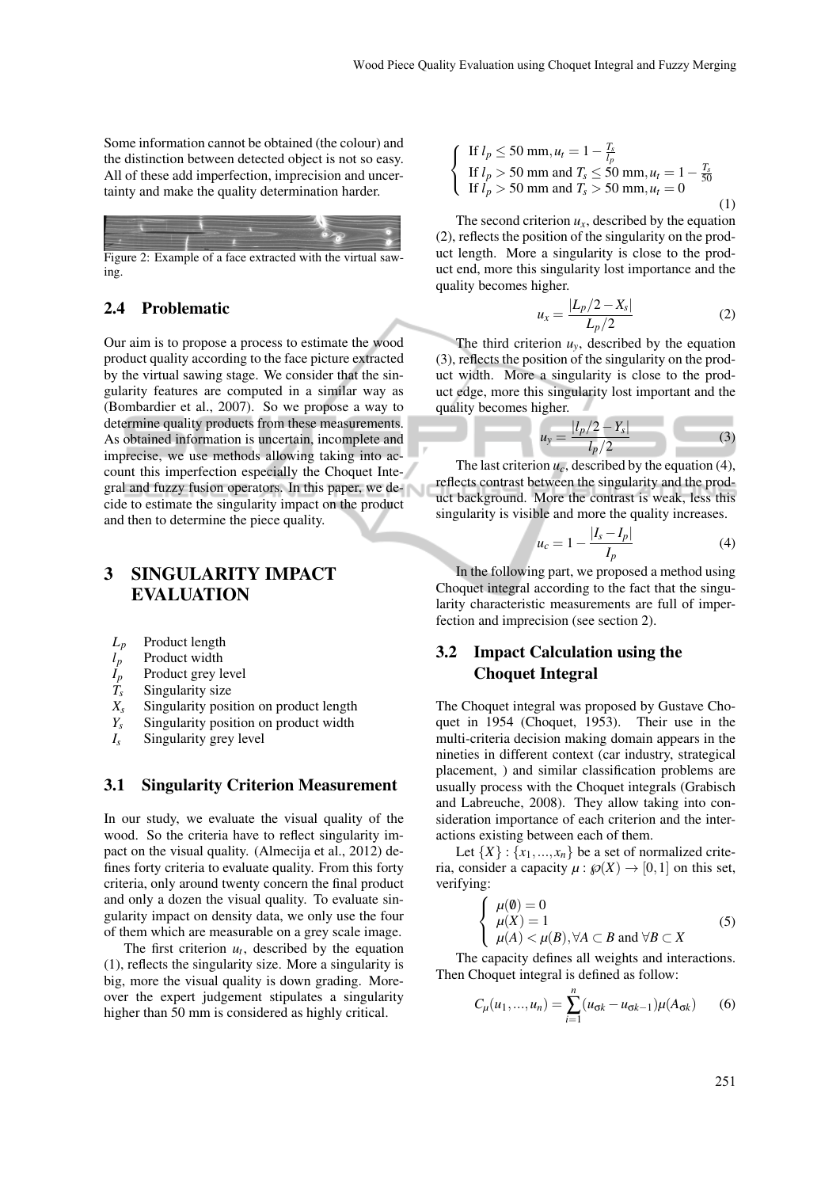Some information cannot be obtained (the colour) and the distinction between detected object is not so easy. All of these add imperfection, imprecision and uncertainty and make the quality determination harder.

Figure 2: Example of a face extracted with the virtual sawing.

### 2.4 Problematic

Our aim is to propose a process to estimate the wood product quality according to the face picture extracted by the virtual sawing stage. We consider that the singularity features are computed in a similar way as (Bombardier et al., 2007). So we propose a way to determine quality products from these measurements. As obtained information is uncertain, incomplete and imprecise, we use methods allowing taking into account this imperfection especially the Choquet Integral and fuzzy fusion operators. In this paper, we decide to estimate the singularity impact on the product and then to determine the piece quality.

## 3 SINGULARITY IMPACT EVALUATION

- $L_p$ Product length
- $l_p$ Product width
- $I_p$ Product grey level
- $T_s$ Singularity size
- $X_s$ Singularity position on product length
- $Y_s$ Singularity position on product width
- $I_s$ Singularity grey level

### 3.1 Singularity Criterion Measurement

In our study, we evaluate the visual quality of the wood. So the criteria have to reflect singularity impact on the visual quality. (Almecija et al., 2012) defines forty criteria to evaluate quality. From this forty criteria, only around twenty concern the final product and only a dozen the visual quality. To evaluate singularity impact on density data, we only use the four of them which are measurable on a grey scale image.

The first criterion $u_t$, described by the equation (1), reflects the singularity size. More a singularity is big, more the visual quality is down grading. Moreover the expert judgement stipulates a singularity higher than 50 mm is considered as highly critical.

$$\begin{cases} \text{If } l_p \leq 50 \text{ mm}, u_t = 1 - \frac{T_s}{l_p} \\ \text{If } l_p > 50 \text{ mm and } T_s \leq 50 \text{ mm}, u_t = 1 - \frac{T_s}{50} \\ \text{If } l_p > 50 \text{ mm and } T_s > 50 \text{ mm}, u_t = 0 \end{cases} \tag{1}$$

The second criterion $u_x$, described by the equation (2), reflects the position of the singularity on the product length. More a singularity is close to the product end, more this singularity lost importance and the quality becomes higher.

$$u_x = \frac{|L_p/2 - X_s|}{L_p/2} \tag{2}$$

The third criterion $u_y$, described by the equation (3), reflects the position of the singularity on the product width. More a singularity is close to the product edge, more this singularity lost important and the quality becomes higher.

$$u_y = \frac{|l_p/2 - Y_s|}{l_p/2} \tag{3}$$

The last criterion $u_c$, described by the equation (4), reflects contrast between the singularity and the product background. More the contrast is weak, less this singularity is visible and more the quality increases.

$$u_c = 1 - \frac{|I_s - I_p|}{I_p} \tag{4}$$

In the following part, we proposed a method using Choquet integral according to the fact that the singularity characteristic measurements are full of imperfection and imprecision (see section 2).

### 3.2 Impact Calculation using the Choquet Integral

The Choquet integral was proposed by Gustave Choquet in 1954 (Choquet, 1953). Their use in the multi-criteria decision making domain appears in the nineties in different context (car industry, strategical placement, ) and similar classification problems are usually process with the Choquet integrals (Grabisch and Labreuche, 2008). They allow taking into consideration importance of each criterion and the interactions existing between each of them.

Let $\{X\} : \{x_1, ..., x_n\}$ be a set of normalized criteria, consider a capacity $\mu : \wp(X) \to [0,1]$ on this set, verifying:

$$\begin{cases} \mu(\emptyset) = 0 \\ \mu(X) = 1 \\ \mu(A) < \mu(B), \forall A \subset B \text{ and } \forall B \subset X \end{cases} \tag{5}$$

The capacity defines all weights and interactions. Then Choquet integral is defined as follow:

$$C_\mu(u_1, ..., u_n) = \sum_{i=1}^{n} (u_{\sigma k} - u_{\sigma k-1}) \mu(A_{\sigma k}) \tag{6}$$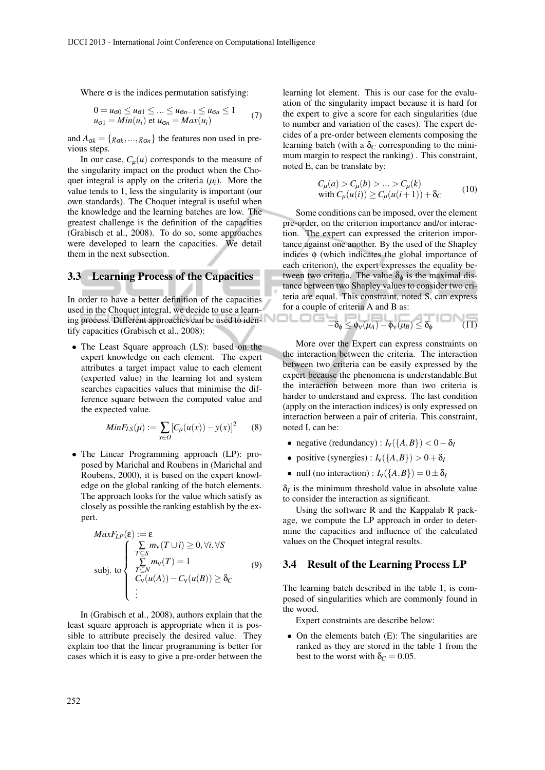Where $\sigma$ is the indices permutation satisfying:

$$0 = u_{\sigma 0} \leq u_{\sigma 1} \leq ... \leq u_{\sigma n-1} \leq u_{\sigma n} \leq 1 \quad (7)$$
$$u_{\sigma 1} = Min(u_i) \text{ et } u_{\sigma n} = Max(u_i)$$

and $A_{\sigma k} = \{g_{\sigma k}, ..., g_{\sigma n}\}$ the features non used in previous steps.

In our case, $C_\mu(u)$ corresponds to the measure of the singularity impact on the product when the Choquet integral is apply on the criteria ($\mu_i$). More the value tends to 1, less the singularity is important (our own standards). The Choquet integral is useful when the knowledge and the learning batches are low. The greatest challenge is the definition of the capacities (Grabisch et al., 2008). To do so, some approaches were developed to learn the capacities. We detail them in the next subsection.

### 3.3 Learning Process of the Capacities

In order to have a better definition of the capacities used in the Choquet integral, we decide to use a learning process. Different approaches can be used to identify capacities (Grabisch et al., 2008):

- The Least Square approach (LS): based on the expert knowledge on each element. The expert attributes a target impact value to each element (experted value) in the learning lot and system searches capacities values that minimise the difference square between the computed value and the expected value.

$$MinF_{LS}(\mu) := \sum_{x \in O} [C_\mu(u(x)) - y(x)]^2 \quad (8)$$

- The Linear Programming approach (LP): proposed by Marichal and Roubens in (Marichal and Roubens, 2000), it is based on the expert knowledge on the global ranking of the batch elements. The approach looks for the value which satisfy as closely as possible the ranking establish by the expert.

$$MaxF_{LP}(\varepsilon) := \varepsilon$$
$$\text{subj. to} \begin{cases} \sum_{T \subseteq S} m_\nu(T \cup i) \geq 0, \forall i, \forall S \\ \sum_{T \subseteq N} m_\nu(T) = 1 \\ C_\nu(u(A)) - C_\nu(u(B)) \geq \delta_C \\ \vdots \end{cases} \quad (9)$$

In (Grabisch et al., 2008), authors explain that the least square approach is appropriate when it is possible to attribute precisely the desired value. They explain too that the linear programming is better for cases which it is easy to give a pre-order between the learning lot element. This is our case for the evaluation of the singularity impact because it is hard for the expert to give a score for each singularities (due to number and variation of the cases). The expert decides of a pre-order between elements composing the learning batch (with a $\delta_C$ corresponding to the minimum margin to respect the ranking) . This constraint, noted E, can be translate by:

$$C_\mu(a) > C_\mu(b) > ... > C_\mu(k) \quad (10)$$
$$\text{with } C_\mu(u(i)) \geq C_\mu(u(i+1)) + \delta_C$$

Some conditions can be imposed, over the element pre-order, on the criterion importance and/or interaction. The expert can expressed the criterion importance against one another. By the used of the Shapley indices $\phi$ (which indicates the global importance of each criterion), the expert expresses the equality between two criteria. The value $\delta_\phi$ is the maximal distance between two Shapley values to consider two criteria are equal. This constraint, noted S, can express for a couple of criteria A and B as:

$$-\delta_\phi \leq \phi_\nu(\mu_A) - \phi_\nu(\mu_B) \leq \delta_\phi \quad (11)$$

More over the Expert can express constraints on the interaction between the criteria. The interaction between two criteria can be easily expressed by the expert because the phenomena is understandable.But the interaction between more than two criteria is harder to understand and express. The last condition (apply on the interaction indices) is only expressed on interaction between a pair of criteria. This constraint, noted I, can be:

- negative (redundancy) : $I_\nu(\{A,B\}) < 0 - \delta_I$
- positive (synergies) : $I_\nu(\{A,B\}) > 0 + \delta_I$
- null (no interaction) : $I_\nu(\{A,B\}) = 0 \pm \delta_I$

$\delta_I$ is the minimum threshold value in absolute value to consider the interaction as significant.

Using the software R and the Kappalab R package, we compute the LP approach in order to determine the capacities and influence of the calculated values on the Choquet integral results.

### 3.4 Result of the Learning Process LP

The learning batch described in the table 1, is composed of singularities which are commonly found in the wood.

Expert constraints are describe below:

- On the elements batch (E): The singularities are ranked as they are stored in the table 1 from the best to the worst with $\delta_C = 0.05$.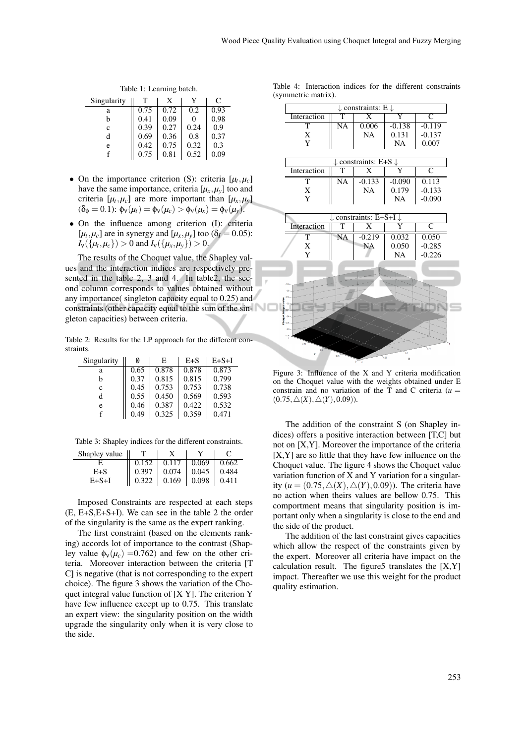Table 1: Learning batch.

| Singularity | T | X | Y | C |
|---|---|---|---|---|
| a | 0.75 | 0.72 | 0.2 | 0.93 |
| b | 0.41 | 0.09 | 0 | 0.98 |
| c | 0.39 | 0.27 | 0.24 | 0.9 |
| d | 0.69 | 0.36 | 0.8 | 0.37 |
| e | 0.42 | 0.75 | 0.32 | 0.3 |
| f | 0.75 | 0.81 | 0.52 | 0.09 |

- On the importance criterion (S): criteria $[\mu_t, \mu_c]$ have the same importance, criteria $[\mu_x, \mu_y]$ too and criteria $[\mu_t, \mu_c]$ are more important than $[\mu_x, \mu_y]$ ($\delta_\phi = 0.1$): $\phi_\nu(\mu_t) = \phi_\nu(\mu_c) > \phi_\nu(\mu_x) = \phi_\nu(\mu_y)$.
- On the influence among criterion (I): criteria $[\mu_t, \mu_c]$ are in synergy and $[\mu_x, \mu_y]$ too ($\delta_I = 0.05$): $I_\nu(\{\mu_t, \mu_c\}) > 0$ and $I_\nu(\{\mu_x, \mu_y\}) > 0$.

The results of the Choquet value, the Shapley values and the interaction indices are respectively presented in the table 2, 3 and 4. In table2, the second column corresponds to values obtained without any importance( singleton capacity equal to 0.25) and constraints (other capacity equal to the sum of the singleton capacities) between criteria.

Table 2: Results for the LP approach for the different constraints.

| Singularity | ∅ | E | E+S | E+S+I |
|---|---|---|---|---|
| a | 0.65 | 0.878 | 0.878 | 0.873 |
| b | 0.37 | 0.815 | 0.815 | 0.799 |
| c | 0.45 | 0.753 | 0.753 | 0.738 |
| d | 0.55 | 0.450 | 0.569 | 0.593 |
| e | 0.46 | 0.387 | 0.422 | 0.532 |
| f | 0.49 | 0.325 | 0.359 | 0.471 |

Table 3: Shapley indices for the different constraints.

| Shapley value | T | X | Y | C |
|---|---|---|---|---|
| E | 0.152 | 0.117 | 0.069 | 0.662 |
| E+S | 0.397 | 0.074 | 0.045 | 0.484 |
| E+S+I | 0.322 | 0.169 | 0.098 | 0.411 |

Imposed Constraints are respected at each steps (E, E+S,E+S+I). We can see in the table 2 the order of the singularity is the same as the expert ranking.

The first constraint (based on the elements ranking) accords lot of importance to the contrast (Shapley value $\phi_\nu(\mu_c)$ =0.762) and few on the other criteria. Moreover interaction between the criteria [T C] is negative (that is not corresponding to the expert choice). The figure 3 shows the variation of the Choquet integral value function of [X Y]. The criterion Y have few influence except up to 0.75. This translate an expert view: the singularity position on the width upgrade the singularity only when it is very close to the side.

Table 4: Interaction indices for the different constraints (symmetric matrix).

| ↓ constraints: E ↓ | | | | |
|---|---|---|---|---|
| Interaction | T | X | Y | C |
| T | NA | 0.006 | -0.138 | -0.119 |
| X | | NA | 0.131 | -0.137 |
| Y | | | NA | 0.007 |
| **↓ constraints: E+S ↓** | | | | |
| Interaction | T | X | Y | C |
| T | NA | -0.133 | -0.090 | 0.113 |
| X | | NA | 0.179 | -0.133 |
| Y | | | NA | -0.090 |
| **↓ constraints: E+S+I ↓** | | | | |
| Interaction | T | X | Y | C |
| T | NA | -0.219 | 0.032 | 0.050 |
| X | | NA | 0.050 | -0.285 |
| Y | | | NA | -0.226 |

Figure 3: Influence of the X and Y criteria modification on the Choquet value with the weights obtained under E constrain and no variation of the T and C criteria ($u = (0.75, \triangle(X), \triangle(Y), 0.09)$).

The addition of the constraint S (on Shapley indices) offers a positive interaction between [T,C] but not on [X,Y]. Moreover the importance of the criteria [X,Y] are so little that they have few influence on the Choquet value. The figure 4 shows the Choquet value variation function of X and Y variation for a singularity ($u = (0.75, \triangle(X), \triangle(Y), 0.09)$). The criteria have no action when theirs values are bellow 0.75. This comportment means that singularity position is important only when a singularity is close to the end and the side of the product.

The addition of the last constraint gives capacities which allow the respect of the constraints given by the expert. Moreover all criteria have impact on the calculation result. The figure5 translates the [X,Y] impact. Thereafter we use this weight for the product quality estimation.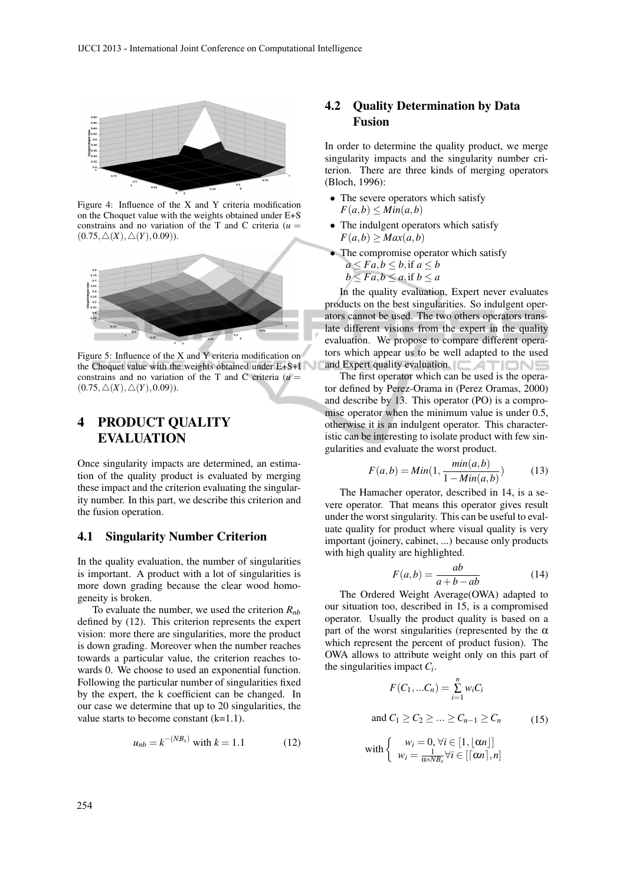Figure 4: Influence of the X and Y criteria modification on the Choquet value with the weights obtained under E+S constrains and no variation of the T and C criteria ($u = (0.75, \triangle(X), \triangle(Y), 0.09)$).

Figure 5: Influence of the X and Y criteria modification on the Choquet value with the weights obtained under E+S+I constrains and no variation of the T and C criteria ($u = (0.75, \triangle(X), \triangle(Y), 0.09)$).

# 4 PRODUCT QUALITY EVALUATION

Once singularity impacts are determined, an estimation of the quality product is evaluated by merging these impact and the criterion evaluating the singularity number. In this part, we describe this criterion and the fusion operation.

## 4.1 Singularity Number Criterion

In the quality evaluation, the number of singularities is important. A product with a lot of singularities is more down grading because the clear wood homogeneity is broken.

To evaluate the number, we used the criterion $R_{nb}$ defined by (12). This criterion represents the expert vision: more there are singularities, more the product is down grading. Moreover when the number reaches towards a particular value, the criterion reaches towards 0. We choose to used an exponential function. Following the particular number of singularities fixed by the expert, the k coefficient can be changed. In our case we determine that up to 20 singularities, the value starts to become constant (k=1.1).

$$u_{nb} = k^{-(NB_s)} \text{ with } k = 1.1 \tag{12}$$

## 4.2 Quality Determination by Data Fusion

In order to determine the quality product, we merge singularity impacts and the singularity number criterion. There are three kinds of merging operators (Bloch, 1996):

- The severe operators which satisfy $F(a,b) \leq Min(a,b)$
- The indulgent operators which satisfy $F(a,b) \geq Max(a,b)$
- The compromise operator which satisfy $a \leq Fa, b \leq b, \text{if } a \leq b$ $b \leq Fa, b \leq a, \text{if } b \leq a$

In the quality evaluation, Expert never evaluates products on the best singularities. So indulgent operators cannot be used. The two others operators translate different visions from the expert in the quality evaluation. We propose to compare different operators which appear us to be well adapted to the used and Expert quality evaluation.

The first operator which can be used is the operator defined by Perez-Orama in (Perez Oramas, 2000) and describe by 13. This operator (PO) is a compromise operator when the minimum value is under 0.5, otherwise it is an indulgent operator. This characteristic can be interesting to isolate product with few singularities and evaluate the worst product.

$$F(a,b) = Min\left(1, \frac{min(a,b)}{1 - Min(a,b)}\right) \tag{13}$$

The Hamacher operator, described in 14, is a severe operator. That means this operator gives result under the worst singularity. This can be useful to evaluate quality for product where visual quality is very important (joinery, cabinet, ...) because only products with high quality are highlighted.

$$F(a,b) = \frac{ab}{a + b - ab} \tag{14}$$

The Ordered Weight Average(OWA) adapted to our situation too, described in 15, is a compromised operator. Usually the product quality is based on a part of the worst singularities (represented by the $\alpha$ which represent the percent of product fusion). The OWA allows to attribute weight only on this part of the singularities impact $C_i$.

$$F(C_1, \ldots C_n) = \sum_{i=1}^{n} w_i C_i$$

$$\text{and } C_1 \geq C_2 \geq \ldots \geq C_{n-1} \geq C_n \tag{15}$$

$$\text{with} \begin{cases} w_i = 0, \forall i \in [1, \lfloor \alpha n \rfloor] \\ w_i = \frac{1}{\alpha * NB_s} \forall i \in [\lceil \alpha n \rceil, n] \end{cases}$$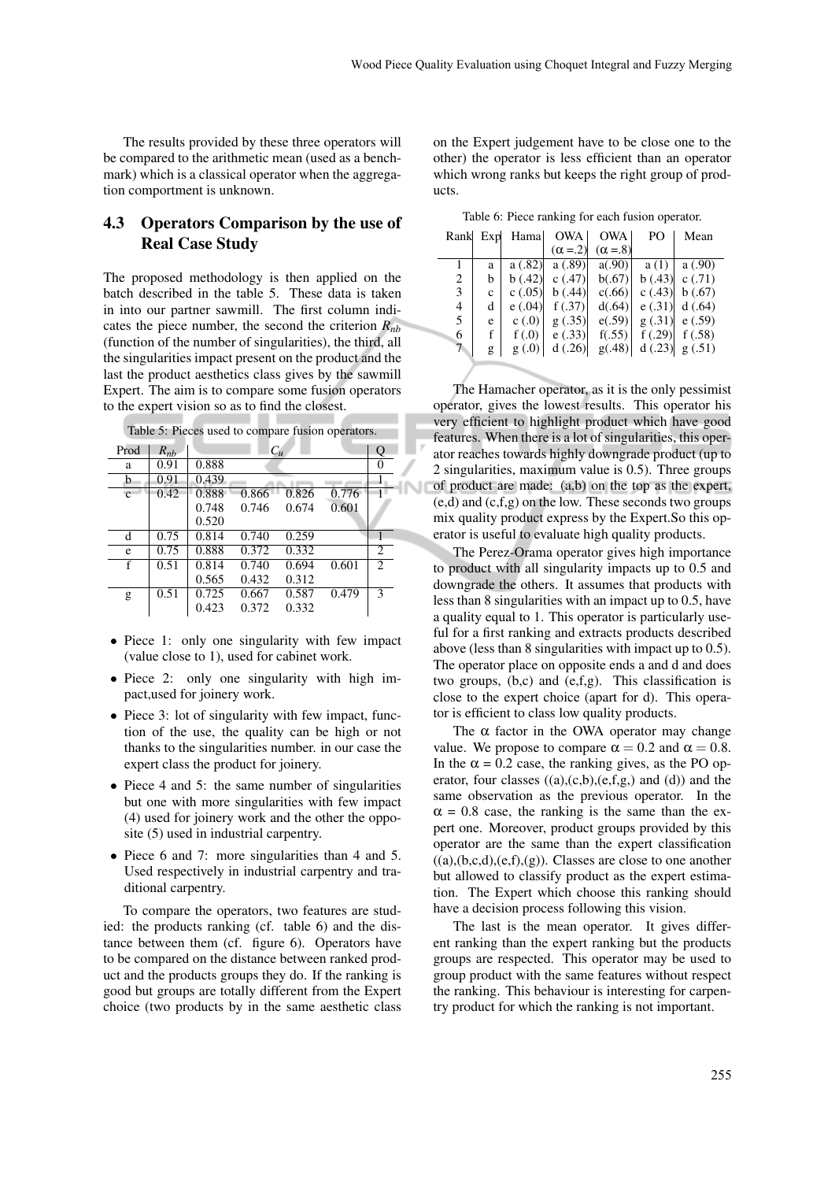The results provided by these three operators will be compared to the arithmetic mean (used as a benchmark) which is a classical operator when the aggregation comportment is unknown.

## 4.3 Operators Comparison by the use of Real Case Study

The proposed methodology is then applied on the batch described in the table 5. These data is taken in into our partner sawmill. The first column indicates the piece number, the second the criterion $R_{nb}$ (function of the number of singularities), the third, all the singularities impact present on the product and the last the product aesthetics class gives by the sawmill Expert. The aim is to compare some fusion operators to the expert vision so as to find the closest.

Table 5: Pieces used to compare fusion operators.

| Prod | $R_{nb}$ | $C_u$ | | | | Q |
|---|---|---|---|---|---|---|
| a | 0.91 | 0.888 | | | | 0 |
| b | 0.91 | 0.439 | | | | 1 |
| c | 0.42 | 0.888 | 0.866 | 0.826 | 0.776 | 1 |
| | | 0.748 | 0.746 | 0.674 | 0.601 | |
| | | 0.520 | | | | |
| d | 0.75 | 0.814 | 0.740 | 0.259 | | 1 |
| e | 0.75 | 0.888 | 0.372 | 0.332 | | 2 |
| f | 0.51 | 0.814 | 0.740 | 0.694 | 0.601 | 2 |
| | | 0.565 | 0.432 | 0.312 | | |
| g | 0.51 | 0.725 | 0.667 | 0.587 | 0.479 | 3 |
| | | 0.423 | 0.372 | 0.332 | | |

- Piece 1: only one singularity with few impact (value close to 1), used for cabinet work.
- Piece 2: only one singularity with high impact,used for joinery work.
- Piece 3: lot of singularity with few impact, function of the use, the quality can be high or not thanks to the singularities number. in our case the expert class the product for joinery.
- Piece 4 and 5: the same number of singularities but one with more singularities with few impact (4) used for joinery work and the other the opposite (5) used in industrial carpentry.
- Piece 6 and 7: more singularities than 4 and 5. Used respectively in industrial carpentry and traditional carpentry.

To compare the operators, two features are studied: the products ranking (cf. table 6) and the distance between them (cf. figure 6). Operators have to be compared on the distance between ranked product and the products groups they do. If the ranking is good but groups are totally different from the Expert choice (two products by in the same aesthetic class on the Expert judgement have to be close one to the other) the operator is less efficient than an operator which wrong ranks but keeps the right group of products.

Table 6: Piece ranking for each fusion operator.

| Rank | Exp | Hama | OWA ($\alpha$ =.2) | OWA ($\alpha$ =.8) | PO | Mean |
|---|---|---|---|---|---|---|
| 1 | a | a (.82) | a (.89) | a(.90) | a (1) | a (.90) |
| 2 | b | b (.42) | c (.47) | b(.67) | b (.43) | c (.71) |
| 3 | c | c (.05) | b (.44) | c(.66) | c (.43) | b (.67) |
| 4 | d | e (.04) | f (.37) | d(.64) | e (.31) | d (.64) |
| 5 | e | c (.0) | g (.35) | e(.59) | g (.31) | e (.59) |
| 6 | f | f (.0) | e (.33) | f(.55) | f (.29) | f (.58) |
| 7 | g | g (.0) | d (.26) | g(.48) | d (.23) | g (.51) |

The Hamacher operator, as it is the only pessimist operator, gives the lowest results. This operator his very efficient to highlight product which have good features. When there is a lot of singularities, this operator reaches towards highly downgrade product (up to 2 singularities, maximum value is 0.5). Three groups of product are made: (a,b) on the top as the expert, (e,d) and (c,f,g) on the low. These seconds two groups mix quality product express by the Expert.So this operator is useful to evaluate high quality products.

The Perez-Orama operator gives high importance to product with all singularity impacts up to 0.5 and downgrade the others. It assumes that products with less than 8 singularities with an impact up to 0.5, have a quality equal to 1. This operator is particularly useful for a first ranking and extracts products described above (less than 8 singularities with impact up to 0.5). The operator place on opposite ends a and d and does two groups, (b,c) and (e,f,g). This classification is close to the expert choice (apart for d). This operator is efficient to class low quality products.

The $\alpha$ factor in the OWA operator may change value. We propose to compare $\alpha = 0.2$ and $\alpha = 0.8$. In the $\alpha$ = 0.2 case, the ranking gives, as the PO operator, four classes ((a),(c,b),(e,f,g,) and (d)) and the same observation as the previous operator. In the $\alpha$ = 0.8 case, the ranking is the same than the expert one. Moreover, product groups provided by this operator are the same than the expert classification ((a),(b,c,d),(e,f),(g)). Classes are close to one another but allowed to classify product as the expert estimation. The Expert which choose this ranking should have a decision process following this vision.

The last is the mean operator. It gives different ranking than the expert ranking but the products groups are respected. This operator may be used to group product with the same features without respect the ranking. This behaviour is interesting for carpentry product for which the ranking is not important.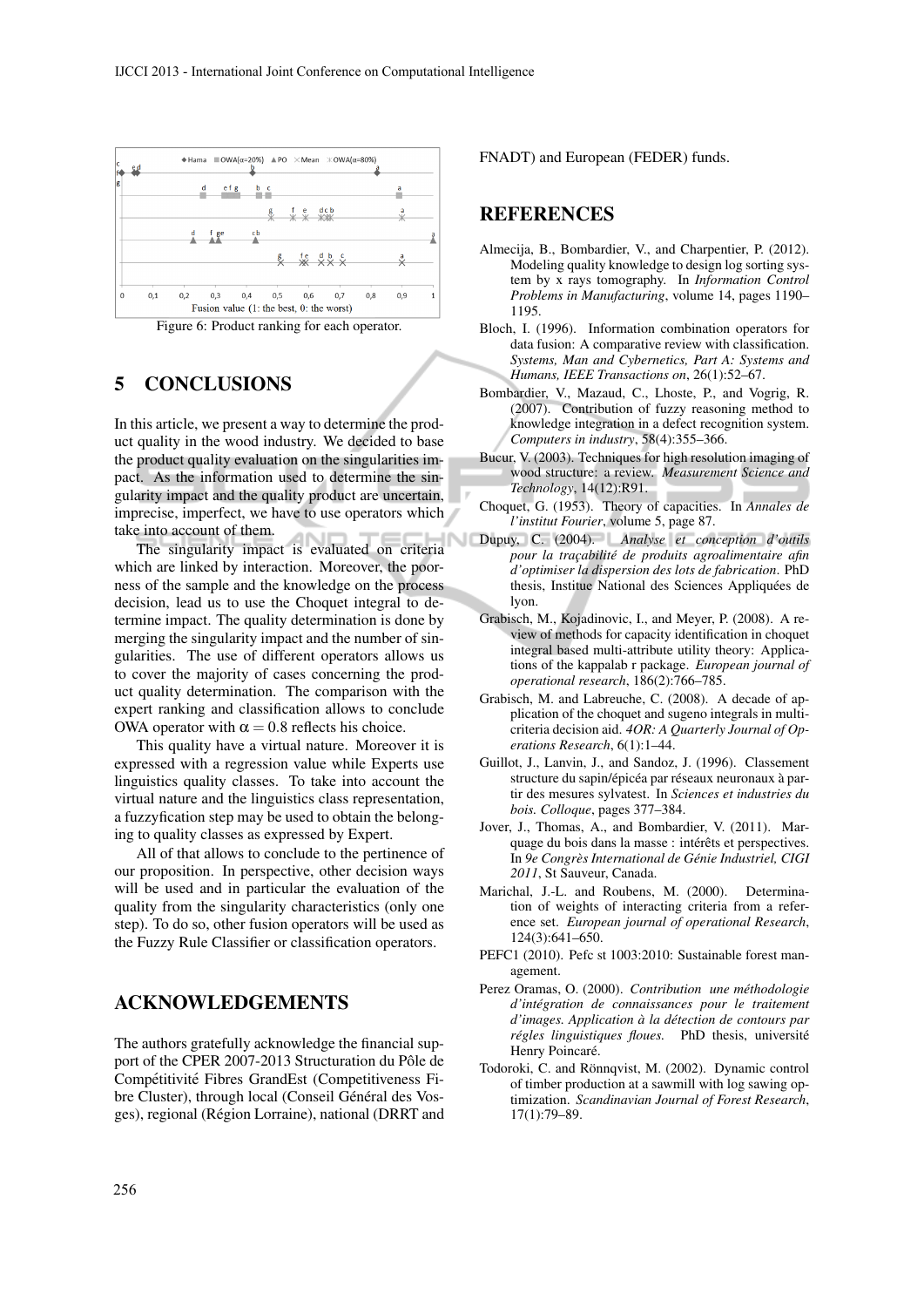◆ Hama ■ OWA(α=20%) ▲ PO × Mean × OWA(α=80%)

0 0,1 0,2 0,3 0,4 0,5 0,6 0,7 0,8 0,9 1

Fusion value (1: the best, 0: the worst)

Figure 6: Product ranking for each operator.

## 5 CONCLUSIONS

In this article, we present a way to determine the product quality in the wood industry. We decided to base the product quality evaluation on the singularities impact. As the information used to determine the singularity impact and the quality product are uncertain, imprecise, imperfect, we have to use operators which take into account of them.

The singularity impact is evaluated on criteria which are linked by interaction. Moreover, the poorness of the sample and the knowledge on the process decision, lead us to use the Choquet integral to determine impact. The quality determination is done by merging the singularity impact and the number of singularities. The use of different operators allows us to cover the majority of cases concerning the product quality determination. The comparison with the expert ranking and classification allows to conclude OWA operator with $\alpha = 0.8$ reflects his choice.

This quality have a virtual nature. Moreover it is expressed with a regression value while Experts use linguistics quality classes. To take into account the virtual nature and the linguistics class representation, a fuzzyfication step may be used to obtain the belonging to quality classes as expressed by Expert.

All of that allows to conclude to the pertinence of our proposition. In perspective, other decision ways will be used and in particular the evaluation of the quality from the singularity characteristics (only one step). To do so, other fusion operators will be used as the Fuzzy Rule Classifier or classification operators.

## ACKNOWLEDGEMENTS

The authors gratefully acknowledge the financial support of the CPER 2007-2013 Structuration du Pôle de Compétitivité Fibres GrandEst (Competitiveness Fibre Cluster), through local (Conseil Général des Vosges), regional (Région Lorraine), national (DRRT and FNADT) and European (FEDER) funds.

## REFERENCES

Almecija, B., Bombardier, V., and Charpentier, P. (2012). Modeling quality knowledge to design log sorting system by x rays tomography. In *Information Control Problems in Manufacturing*, volume 14, pages 1190–1195.

Bloch, I. (1996). Information combination operators for data fusion: A comparative review with classification. *Systems, Man and Cybernetics, Part A: Systems and Humans, IEEE Transactions on*, 26(1):52–67.

Bombardier, V., Mazaud, C., Lhoste, P., and Vogrig, R. (2007). Contribution of fuzzy reasoning method to knowledge integration in a defect recognition system. *Computers in industry*, 58(4):355–366.

Bucur, V. (2003). Techniques for high resolution imaging of wood structure: a review. *Measurement Science and Technology*, 14(12):R91.

Choquet, G. (1953). Theory of capacities. In *Annales de l'institut Fourier*, volume 5, page 87.

Dupuy, C. (2004). *Analyse et conception d'outils pour la traçabilité de produits agroalimentaire afin d'optimiser la dispersion des lots de fabrication*. PhD thesis, Institue National des Sciences Appliquées de lyon.

Grabisch, M., Kojadinovic, I., and Meyer, P. (2008). A review of methods for capacity identification in choquet integral based multi-attribute utility theory: Applications of the kappalab r package. *European journal of operational research*, 186(2):766–785.

Grabisch, M. and Labreuche, C. (2008). A decade of application of the choquet and sugeno integrals in multi-criteria decision aid. *4OR: A Quarterly Journal of Operations Research*, 6(1):1–44.

Guillot, J., Lanvin, J., and Sandoz, J. (1996). Classement structure du sapin/épicéa par réseaux neuronaux à partir des mesures sylvatest. In *Sciences et industries du bois. Colloque*, pages 377–384.

Jover, J., Thomas, A., and Bombardier, V. (2011). Marquage du bois dans la masse : intérêts et perspectives. In *9e Congrès International de Génie Industriel, CIGI 2011*, St Sauveur, Canada.

Marichal, J.-L. and Roubens, M. (2000). Determination of weights of interacting criteria from a reference set. *European journal of operational Research*, 124(3):641–650.

PEFC1 (2010). Pefc st 1003:2010: Sustainable forest management.

Perez Oramas, O. (2000). *Contribution une méthodologie d'intégration de connaissances pour le traitement d'images. Application à la détection de contours par régles linguistiques floues.* PhD thesis, université Henry Poincaré.

Todoroki, C. and Rönnqvist, M. (2002). Dynamic control of timber production at a sawmill with log sawing optimization. *Scandinavian Journal of Forest Research*, 17(1):79–89.